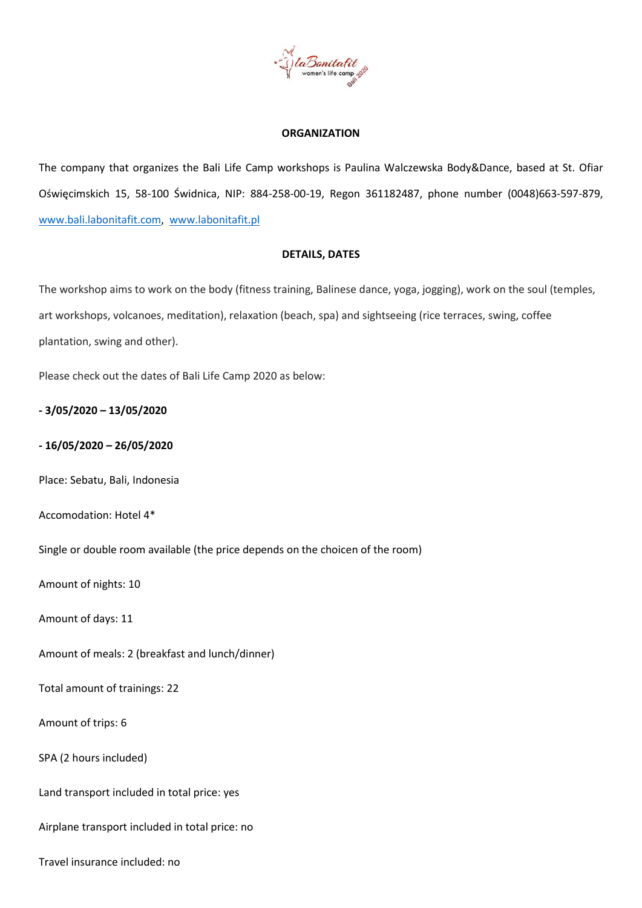## ORGANIZATION

The company that organizes the Bali Life Camp workshops is Paulina Walczewska Body&Dance, based at St. Ofiar Oświęcimskich 15, 58-100 Świdnica, NIP: 884-258-00-19, Regon 361182487, phone number (0048)663-597-879, www.bali.labonitafit.com, www.labonitafit.pl

## DETAILS, DATES

The workshop aims to work on the body (fitness training, Balinese dance, yoga, jogging), work on the soul (temples, art workshops, volcanoes, meditation), relaxation (beach, spa) and sightseeing (rice terraces, swing, coffee plantation, swing and other).

Please check out the dates of Bali Life Camp 2020 as below:

**- 3/05/2020 – 13/05/2020**

**- 16/05/2020 – 26/05/2020**

Place: Sebatu, Bali, Indonesia

Accomodation: Hotel 4*

Single or double room available (the price depends on the choicen of the room)

Amount of nights: 10

Amount of days: 11

Amount of meals: 2 (breakfast and lunch/dinner)

Total amount of trainings: 22

Amount of trips: 6

SPA (2 hours included)

Land transport included in total price: yes

Airplane transport included in total price: no

Travel insurance included: no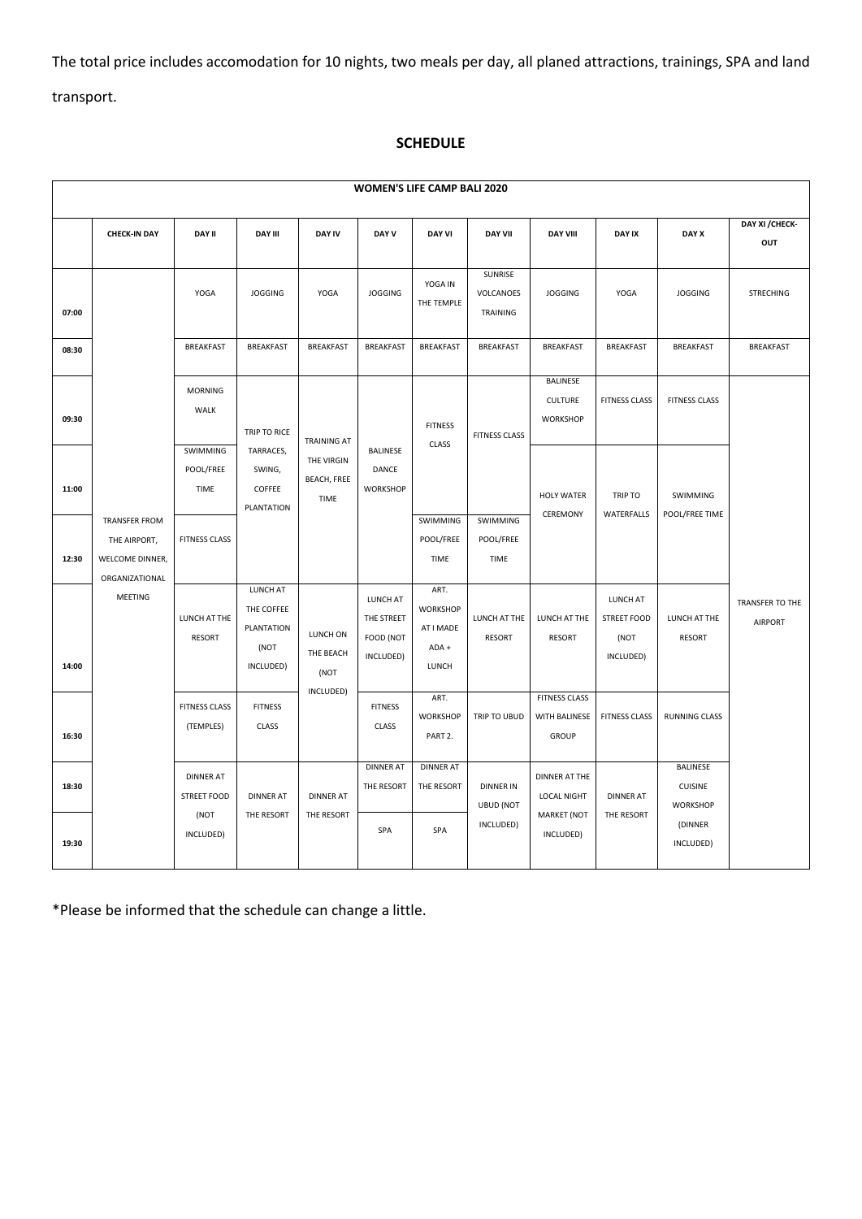The total price includes accomodation for 10 nights, two meals per day, all planed attractions, trainings, SPA and land transport.

## SCHEDULE

| WOMEN'S LIFE CAMP BALI 2020 | | | | | | | | | | | |
|---|---|---|---|---|---|---|---|---|---|---|---|
| | CHECK-IN DAY | DAY II | DAY III | DAY IV | DAY V | DAY VI | DAY VII | DAY VIII | DAY IX | DAY X | DAY XI /CHECK-OUT |
| 07:00 | TRANSFER FROM THE AIRPORT, WELCOME DINNER, ORGANIZATIONAL MEETING | YOGA | JOGGING | YOGA | JOGGING | YOGA IN THE TEMPLE | SUNRISE VOLCANOES TRAINING | JOGGING | YOGA | JOGGING | STRECHING |
| 08:30 | | BREAKFAST | BREAKFAST | BREAKFAST | BREAKFAST | BREAKFAST | BREAKFAST | BREAKFAST | BREAKFAST | BREAKFAST | BREAKFAST |
| 09:30 | | MORNING WALK | TRIP TO RICE TARRACES, SWING, COFFEE PLANTATION | TRAINING AT THE VIRGIN BEACH, FREE TIME | BALINESE DANCE WORKSHOP | FITNESS CLASS | FITNESS CLASS | BALINESE CULTURE WORKSHOP | FITNESS CLASS | FITNESS CLASS | TRANSFER TO THE AIRPORT |
| 11:00 | | SWIMMING POOL/FREE TIME | | | | | | HOLY WATER CEREMONY | TRIP TO WATERFALLS | SWIMMING POOL/FREE TIME | |
| 12:30 | | FITNESS CLASS | | | | SWIMMING POOL/FREE TIME | SWIMMING POOL/FREE TIME | | | | |
| 14:00 | | LUNCH AT THE RESORT | LUNCH AT THE COFFEE PLANTATION (NOT INCLUDED) | LUNCH ON THE BEACH (NOT INCLUDED) | LUNCH AT THE STREET FOOD (NOT INCLUDED) | ART. WORKSHOP AT I MADE ADA + LUNCH | LUNCH AT THE RESORT | LUNCH AT THE RESORT | LUNCH AT STREET FOOD (NOT INCLUDED) | LUNCH AT THE RESORT | |
| 16:30 | | FITNESS CLASS (TEMPLES) | FITNESS CLASS | | FITNESS CLASS | ART. WORKSHOP PART 2. | TRIP TO UBUD | FITNESS CLASS WITH BALINESE GROUP | FITNESS CLASS | RUNNING CLASS | |
| 18:30 | | DINNER AT STREET FOOD (NOT INCLUDED) | DINNER AT THE RESORT | DINNER AT THE RESORT | DINNER AT THE RESORT | DINNER AT THE RESORT | DINNER IN UBUD (NOT INCLUDED) | DINNER AT THE LOCAL NIGHT MARKET (NOT INCLUDED) | DINNER AT THE RESORT | BALINESE CUISINE WORKSHOP (DINNER INCLUDED) | |
| 19:30 | | | | | SPA | SPA | | | | | |

*Please be informed that the schedule can change a little.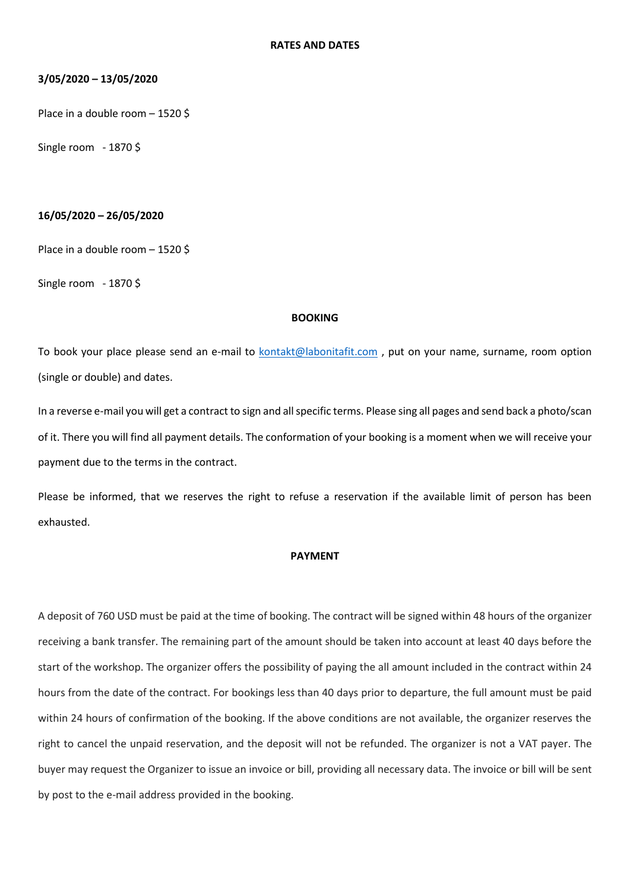## RATES AND DATES

**3/05/2020 – 13/05/2020**

Place in a double room – 1520 $

Single room - 1870 $

**16/05/2020 – 26/05/2020**

Place in a double room – 1520 $

Single room - 1870 $

## BOOKING

To book your place please send an e-mail to kontakt@labonitafit.com , put on your name, surname, room option (single or double) and dates.

In a reverse e-mail you will get a contract to sign and all specific terms. Please sing all pages and send back a photo/scan of it. There you will find all payment details. The conformation of your booking is a moment when we will receive your payment due to the terms in the contract.

Please be informed, that we reserves the right to refuse a reservation if the available limit of person has been exhausted.

## PAYMENT

A deposit of 760 USD must be paid at the time of booking. The contract will be signed within 48 hours of the organizer receiving a bank transfer. The remaining part of the amount should be taken into account at least 40 days before the start of the workshop. The organizer offers the possibility of paying the all amount included in the contract within 24 hours from the date of the contract. For bookings less than 40 days prior to departure, the full amount must be paid within 24 hours of confirmation of the booking. If the above conditions are not available, the organizer reserves the right to cancel the unpaid reservation, and the deposit will not be refunded. The organizer is not a VAT payer. The buyer may request the Organizer to issue an invoice or bill, providing all necessary data. The invoice or bill will be sent by post to the e-mail address provided in the booking.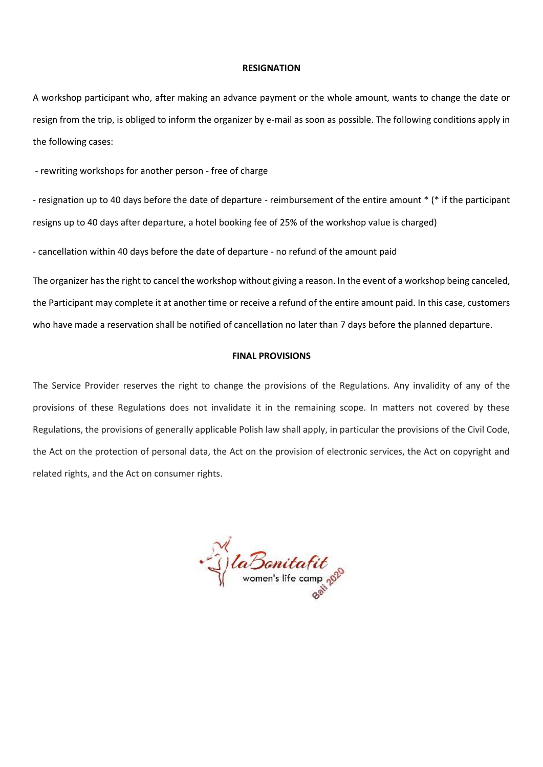## RESIGNATION

A workshop participant who, after making an advance payment or the whole amount, wants to change the date or resign from the trip, is obliged to inform the organizer by e-mail as soon as possible. The following conditions apply in the following cases:

- rewriting workshops for another person - free of charge
- resignation up to 40 days before the date of departure - reimbursement of the entire amount * (* if the participant resigns up to 40 days after departure, a hotel booking fee of 25% of the workshop value is charged)
- cancellation within 40 days before the date of departure - no refund of the amount paid

The organizer has the right to cancel the workshop without giving a reason. In the event of a workshop being canceled, the Participant may complete it at another time or receive a refund of the entire amount paid. In this case, customers who have made a reservation shall be notified of cancellation no later than 7 days before the planned departure.

## FINAL PROVISIONS

The Service Provider reserves the right to change the provisions of the Regulations. Any invalidity of any of the provisions of these Regulations does not invalidate it in the remaining scope. In matters not covered by these Regulations, the provisions of generally applicable Polish law shall apply, in particular the provisions of the Civil Code, the Act on the protection of personal data, the Act on the provision of electronic services, the Act on copyright and related rights, and the Act on consumer rights.

laBonitafit
women's life camp
Bali 2020